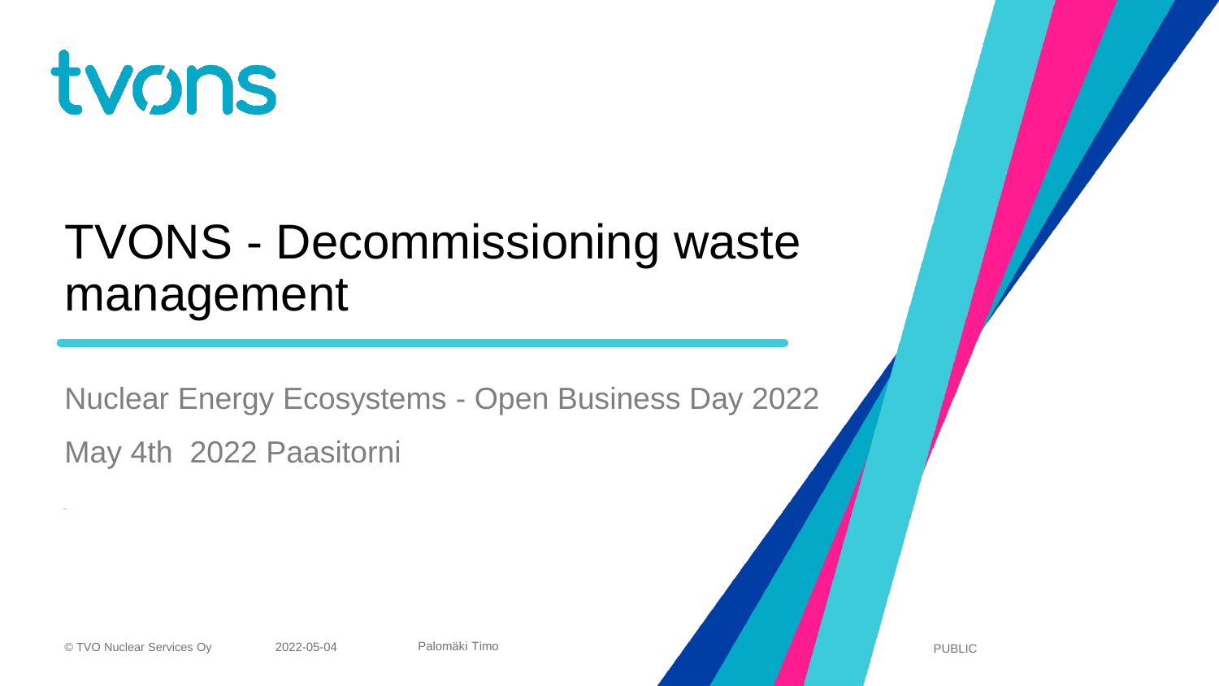tvons

# TVONS - Decommissioning waste management

Nuclear Energy Ecosystems - Open Business Day 2022

May 4th 2022 Paasitorni

© TVO Nuclear Services Oy 2022-05-04 Palomäki Timo PUBLIC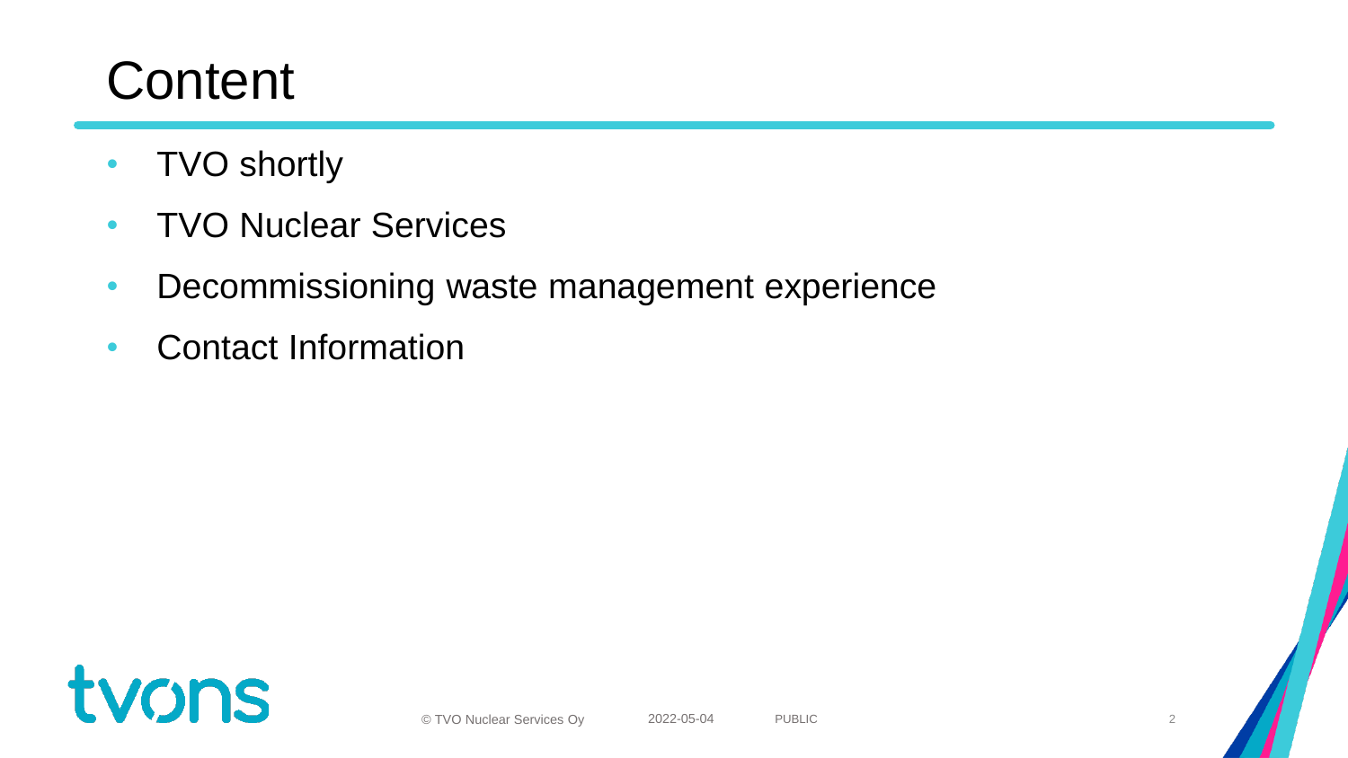# Content

- TVO shortly
- TVO Nuclear Services
- Decommissioning waste management experience
- Contact Information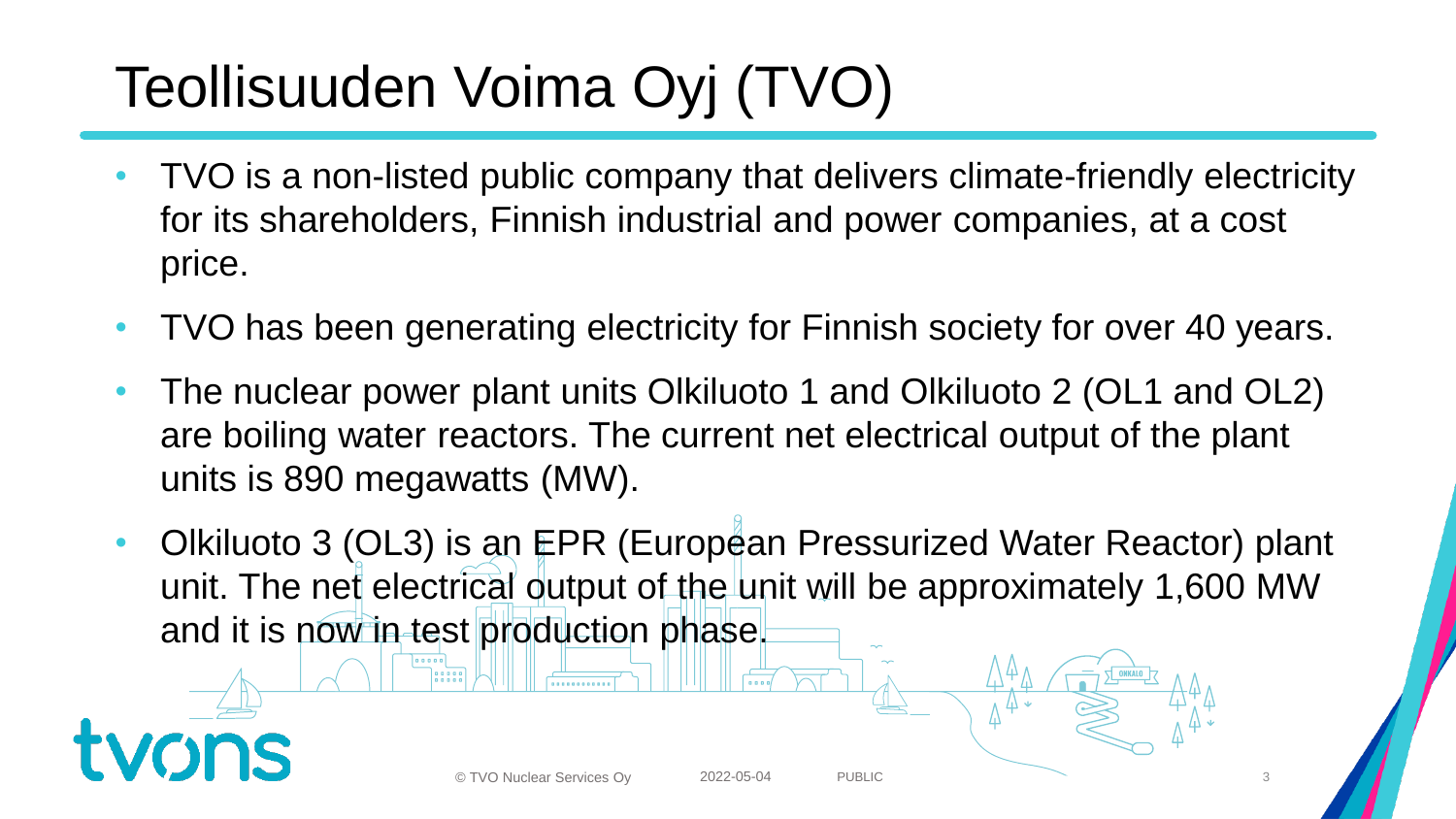# Teollisuuden Voima Oyj (TVO)

- TVO is a non-listed public company that delivers climate-friendly electricity for its shareholders, Finnish industrial and power companies, at a cost price.
- TVO has been generating electricity for Finnish society for over 40 years.
- The nuclear power plant units Olkiluoto 1 and Olkiluoto 2 (OL1 and OL2) are boiling water reactors. The current net electrical output of the plant units is 890 megawatts (MW).
- Olkiluoto 3 (OL3) is an EPR (European Pressurized Water Reactor) plant unit. The net electrical output of the unit will be approximately 1,600 MW and it is now in test production phase.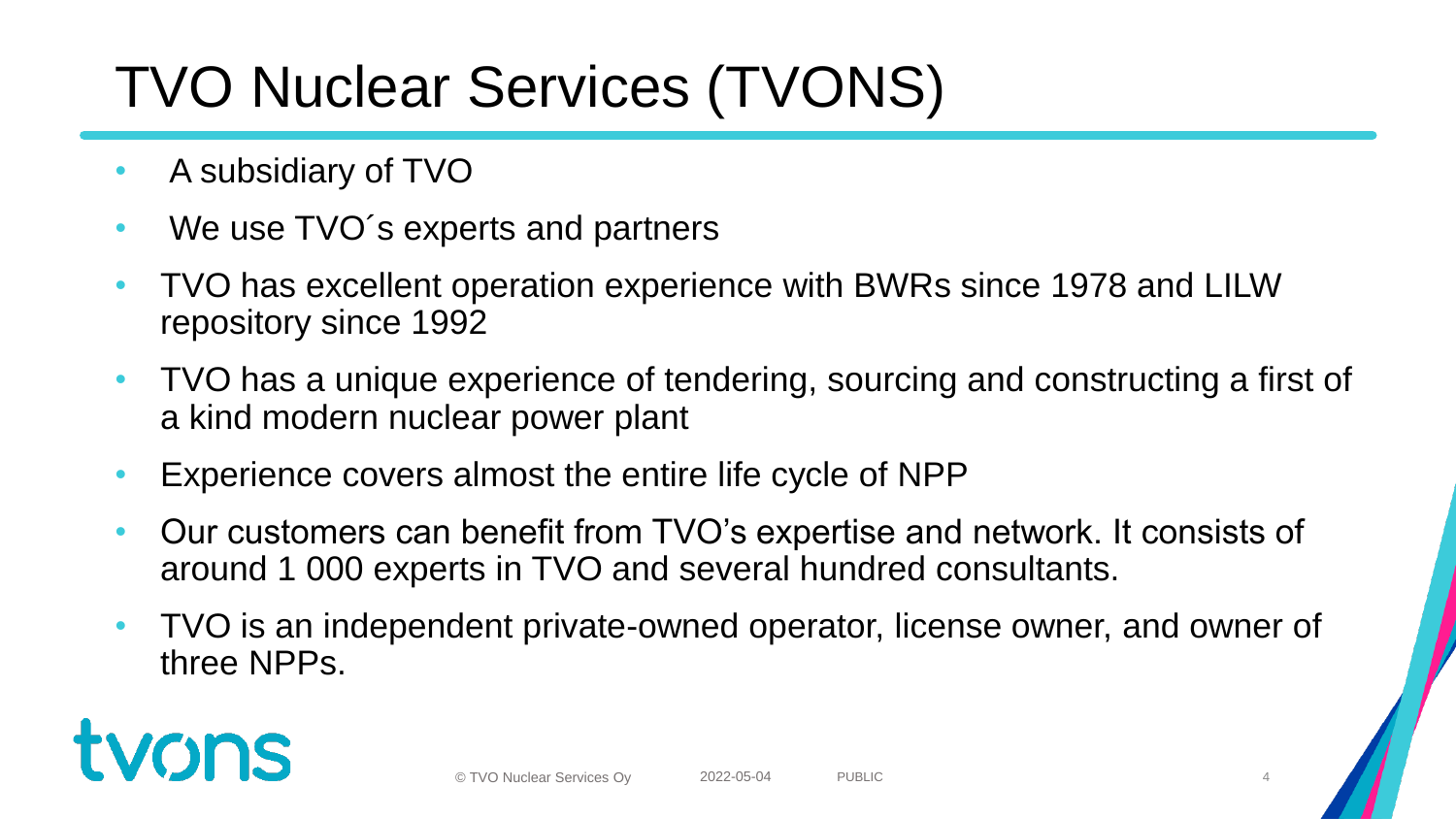# TVO Nuclear Services (TVONS)

- A subsidiary of TVO
- We use TVO´s experts and partners
- TVO has excellent operation experience with BWRs since 1978 and LILW repository since 1992
- TVO has a unique experience of tendering, sourcing and constructing a first of a kind modern nuclear power plant
- Experience covers almost the entire life cycle of NPP
- Our customers can benefit from TVO’s expertise and network. It consists of around 1 000 experts in TVO and several hundred consultants.
- TVO is an independent private-owned operator, license owner, and owner of three NPPs.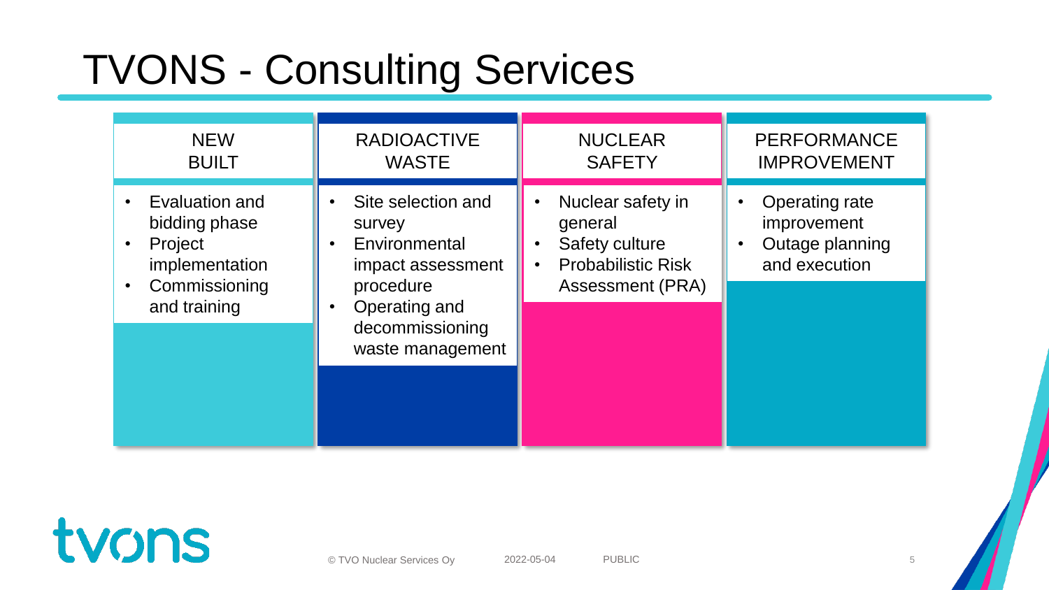# TVONS - Consulting Services

### NEW BUILT

- Evaluation and bidding phase
- Project implementation
- Commissioning and training

### RADIOACTIVE WASTE

- Site selection and survey
- Environmental impact assessment procedure
- Operating and decommissioning waste management

### NUCLEAR SAFETY

- Nuclear safety in general
- Safety culture
- Probabilistic Risk Assessment (PRA)

### PERFORMANCE IMPROVEMENT

- Operating rate improvement
- Outage planning and execution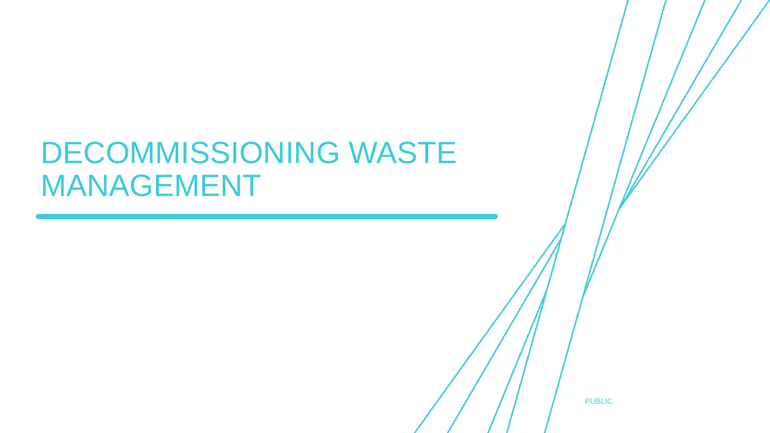# DECOMMISSIONING WASTE MANAGEMENT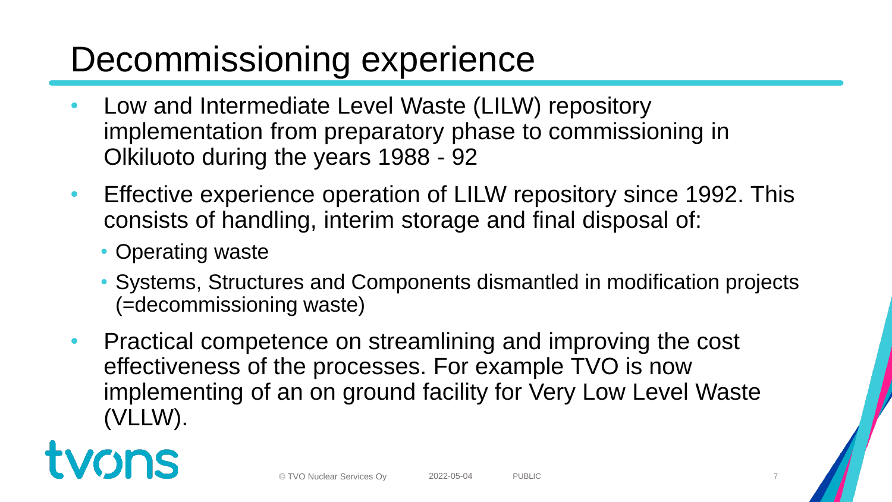# Decommissioning experience

- Low and Intermediate Level Waste (LILW) repository implementation from preparatory phase to commissioning in Olkiluoto during the years 1988 - 92
- Effective experience operation of LILW repository since 1992. This consists of handling, interim storage and final disposal of:
  - Operating waste
  - Systems, Structures and Components dismantled in modification projects (=decommissioning waste)
- Practical competence on streamlining and improving the cost effectiveness of the processes. For example TVO is now implementing of an on ground facility for Very Low Level Waste (VLLW).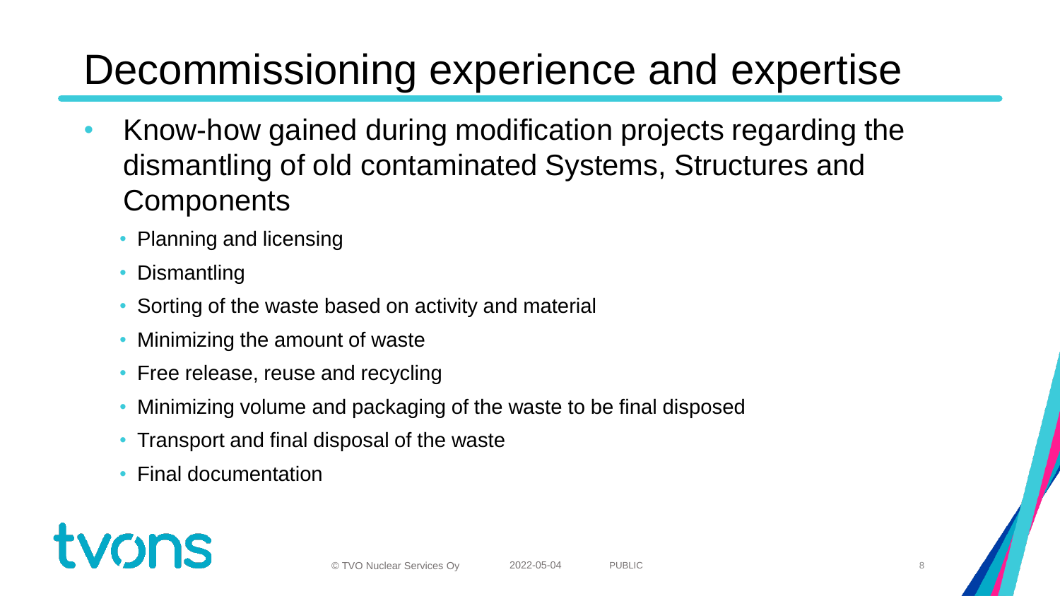# Decommissioning experience and expertise

- Know-how gained during modification projects regarding the dismantling of old contaminated Systems, Structures and Components
  - Planning and licensing
  - Dismantling
  - Sorting of the waste based on activity and material
  - Minimizing the amount of waste
  - Free release, reuse and recycling
  - Minimizing volume and packaging of the waste to be final disposed
  - Transport and final disposal of the waste
  - Final documentation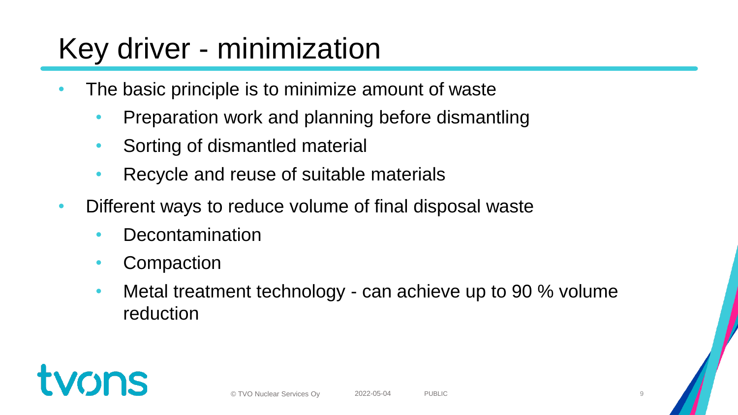# Key driver - minimization

- The basic principle is to minimize amount of waste
  - Preparation work and planning before dismantling
  - Sorting of dismantled material
  - Recycle and reuse of suitable materials
- Different ways to reduce volume of final disposal waste
  - Decontamination
  - Compaction
  - Metal treatment technology - can achieve up to 90 % volume reduction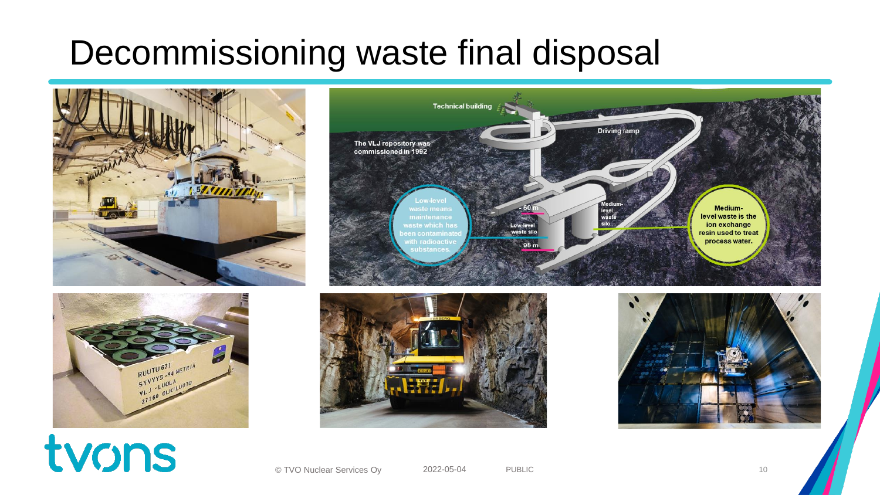# Decommissioning waste final disposal

Technical building

Driving ramp

The VLJ repository was commissioned in 1992

Low-level waste means maintenance waste which has been contaminated with radioactive substances.

- 60 m

Low-level waste silo

- 95 m

Medium-level waste silo

Medium-level waste is the ion exchange resin used to treat process water.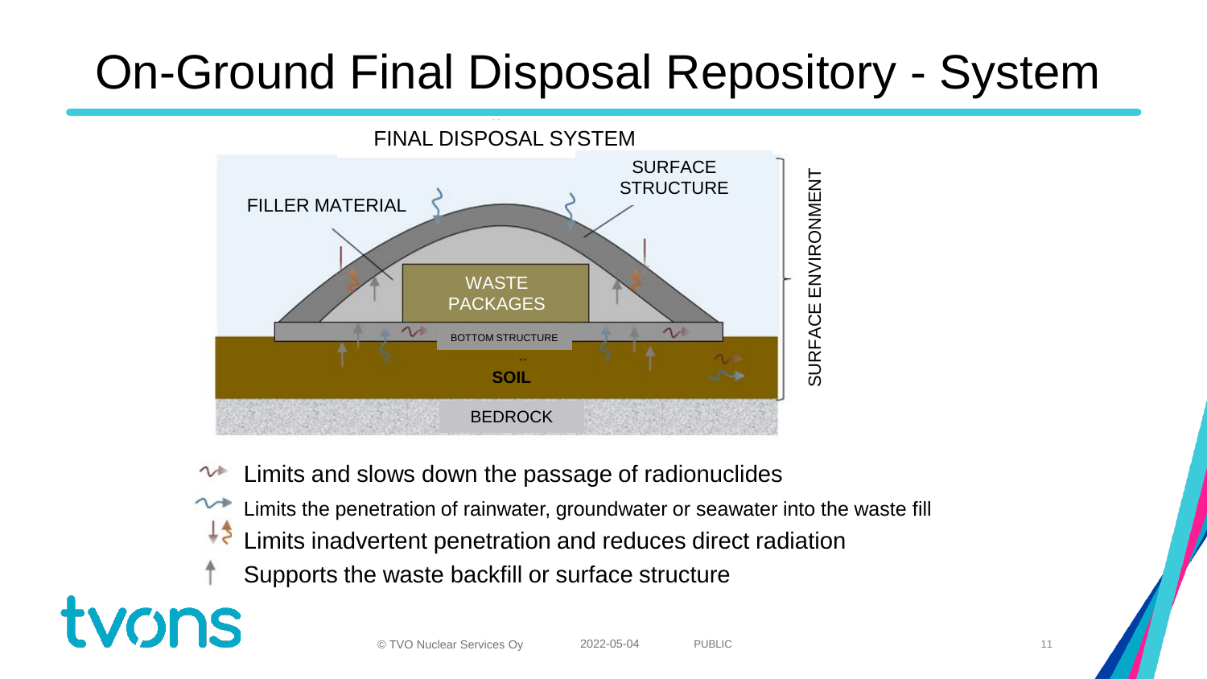# On-Ground Final Disposal Repository - System

FINAL DISPOSAL SYSTEM

FILLER MATERIAL

SURFACE STRUCTURE

WASTE PACKAGES

BOTTOM STRUCTURE

SOIL

BEDROCK

SURFACE ENVIRONMENT

- Limits and slows down the passage of radionuclides
- Limits the penetration of rainwater, groundwater or seawater into the waste fill
- Limits inadvertent penetration and reduces direct radiation
- Supports the waste backfill or surface structure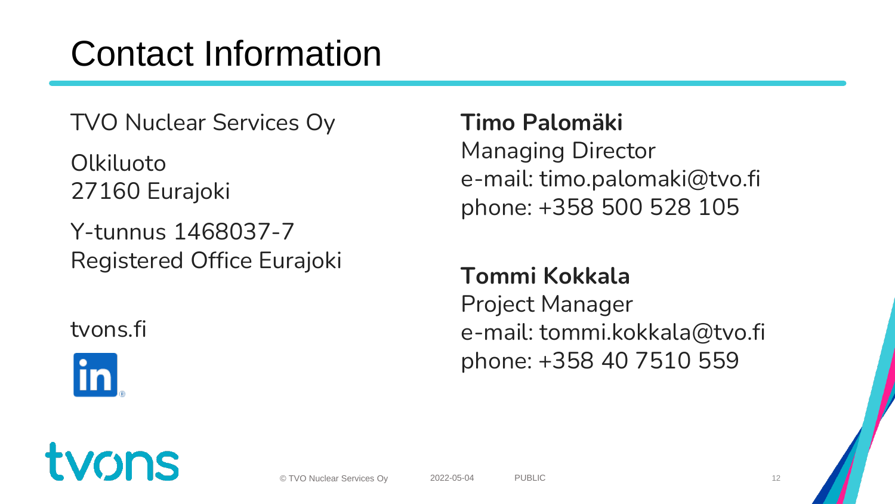# Contact Information

TVO Nuclear Services Oy

Olkiluoto
27160 Eurajoki

Y-tunnus 1468037-7
Registered Office Eurajoki

tvons.fi

**Timo Palomäki**
Managing Director
e-mail: timo.palomaki@tvo.fi
phone: +358 500 528 105

**Tommi Kokkala**
Project Manager
e-mail: tommi.kokkala@tvo.fi
phone: +358 40 7510 559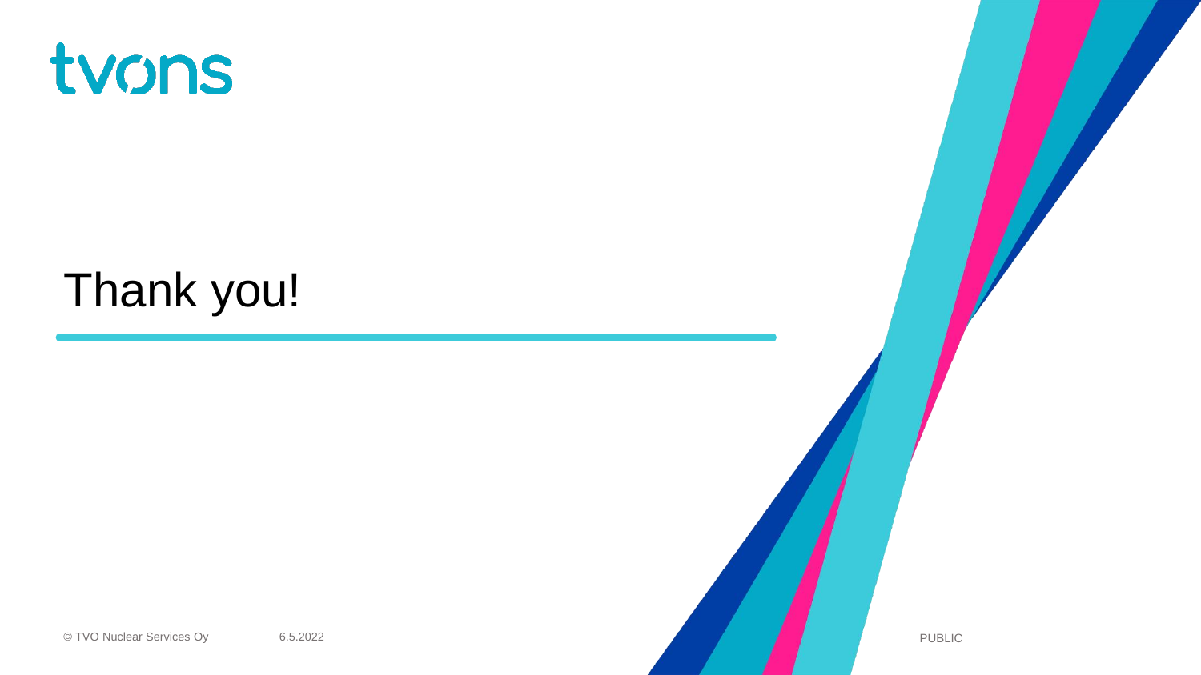tvons

# Thank you!

© TVO Nuclear Services Oy 6.5.2022

PUBLIC